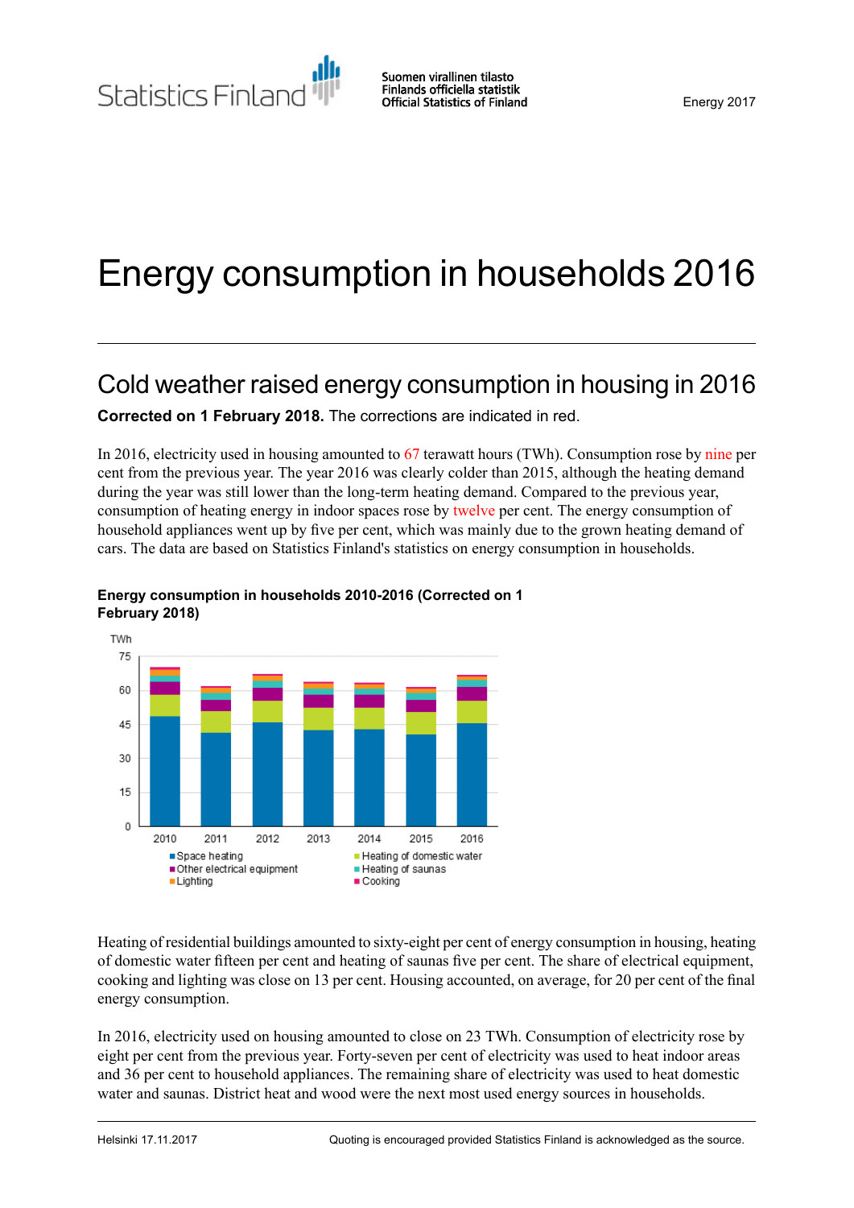Statistics Finland

Suomen virallinen tilasto
Finlands officiella statistik
Official Statistics of Finland

Energy 2017

# Energy consumption in households 2016

## Cold weather raised energy consumption in housing in 2016

**Corrected on 1 February 2018.** The corrections are indicated in red.

In 2016, electricity used in housing amounted to 67 terawatt hours (TWh). Consumption rose by nine per cent from the previous year. The year 2016 was clearly colder than 2015, although the heating demand during the year was still lower than the long-term heating demand. Compared to the previous year, consumption of heating energy in indoor spaces rose by twelve per cent. The energy consumption of household appliances went up by five per cent, which was mainly due to the grown heating demand of cars. The data are based on Statistics Finland's statistics on energy consumption in households.

**Energy consumption in households 2010-2016 (Corrected on 1 February 2018)**

TWh

Legend: Space heating; Heating of domestic water; Other electrical equipment; Heating of saunas; Lighting; Cooking

Years: 2010, 2011, 2012, 2013, 2014, 2015, 2016

Heating of residential buildings amounted to sixty-eight per cent of energy consumption in housing, heating of domestic water fifteen per cent and heating of saunas five per cent. The share of electrical equipment, cooking and lighting was close on 13 per cent. Housing accounted, on average, for 20 per cent of the final energy consumption.

In 2016, electricity used on housing amounted to close on 23 TWh. Consumption of electricity rose by eight per cent from the previous year. Forty-seven per cent of electricity was used to heat indoor areas and 36 per cent to household appliances. The remaining share of electricity was used to heat domestic water and saunas. District heat and wood were the next most used energy sources in households.

Helsinki 17.11.2017 Quoting is encouraged provided Statistics Finland is acknowledged as the source.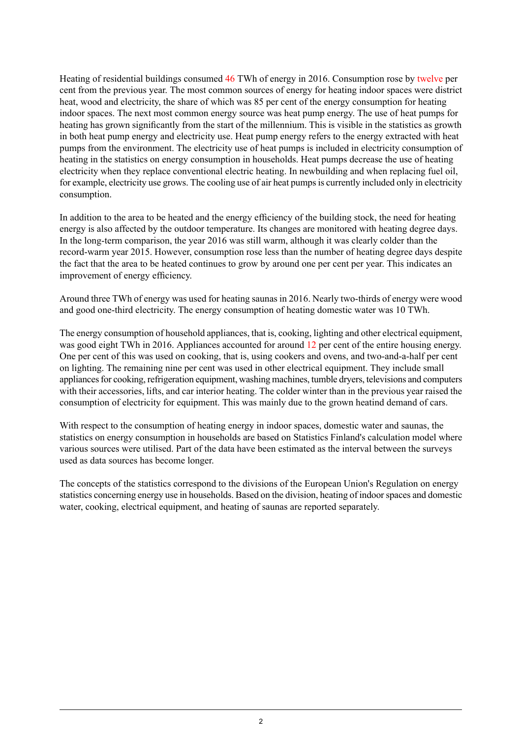Heating of residential buildings consumed 46 TWh of energy in 2016. Consumption rose by twelve per cent from the previous year. The most common sources of energy for heating indoor spaces were district heat, wood and electricity, the share of which was 85 per cent of the energy consumption for heating indoor spaces. The next most common energy source was heat pump energy. The use of heat pumps for heating has grown significantly from the start of the millennium. This is visible in the statistics as growth in both heat pump energy and electricity use. Heat pump energy refers to the energy extracted with heat pumps from the environment. The electricity use of heat pumps is included in electricity consumption of heating in the statistics on energy consumption in households. Heat pumps decrease the use of heating electricity when they replace conventional electric heating. In newbuilding and when replacing fuel oil, for example, electricity use grows. The cooling use of air heat pumps is currently included only in electricity consumption.

In addition to the area to be heated and the energy efficiency of the building stock, the need for heating energy is also affected by the outdoor temperature. Its changes are monitored with heating degree days. In the long-term comparison, the year 2016 was still warm, although it was clearly colder than the record-warm year 2015. However, consumption rose less than the number of heating degree days despite the fact that the area to be heated continues to grow by around one per cent per year. This indicates an improvement of energy efficiency.

Around three TWh of energy was used for heating saunas in 2016. Nearly two-thirds of energy were wood and good one-third electricity. The energy consumption of heating domestic water was 10 TWh.

The energy consumption of household appliances, that is, cooking, lighting and other electrical equipment, was good eight TWh in 2016. Appliances accounted for around 12 per cent of the entire housing energy. One per cent of this was used on cooking, that is, using cookers and ovens, and two-and-a-half per cent on lighting. The remaining nine per cent was used in other electrical equipment. They include small appliances for cooking, refrigeration equipment, washing machines, tumble dryers, televisions and computers with their accessories, lifts, and car interior heating. The colder winter than in the previous year raised the consumption of electricity for equipment. This was mainly due to the grown heatind demand of cars.

With respect to the consumption of heating energy in indoor spaces, domestic water and saunas, the statistics on energy consumption in households are based on Statistics Finland's calculation model where various sources were utilised. Part of the data have been estimated as the interval between the surveys used as data sources has become longer.

The concepts of the statistics correspond to the divisions of the European Union's Regulation on energy statistics concerning energy use in households. Based on the division, heating of indoor spaces and domestic water, cooking, electrical equipment, and heating of saunas are reported separately.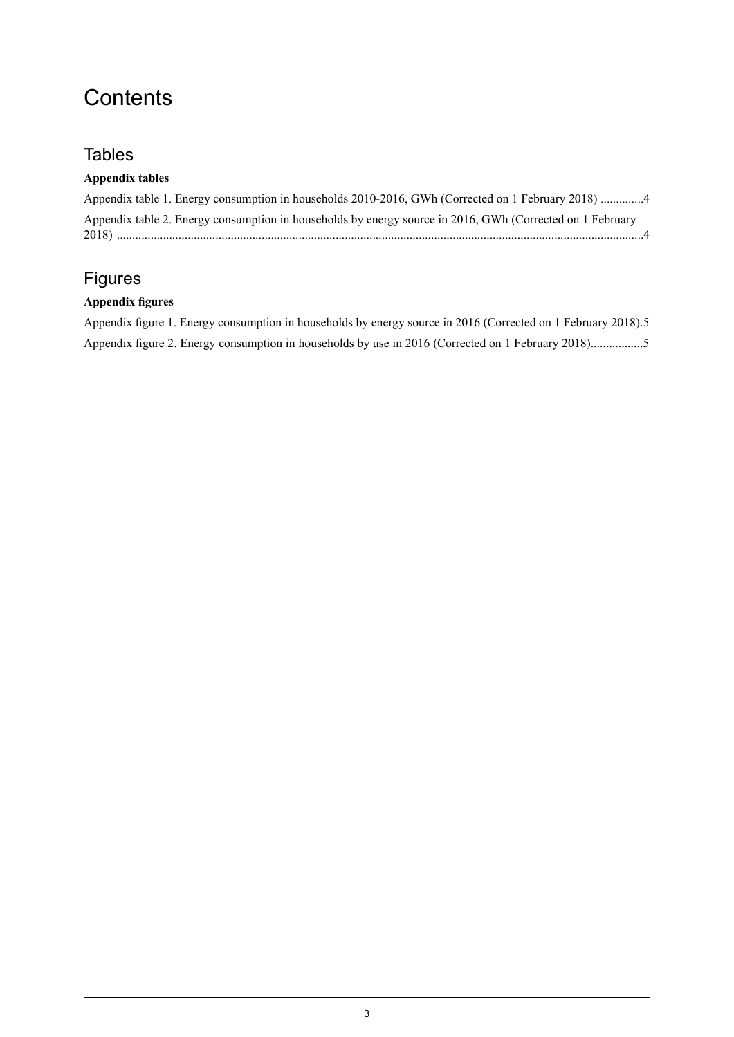# Contents

## Tables

**Appendix tables**

Appendix table 1. Energy consumption in households 2010-2016, GWh (Corrected on 1 February 2018) ..............4

Appendix table 2. Energy consumption in households by energy source in 2016, GWh (Corrected on 1 February 2018) ..........................................................................................................................................................4

## Figures

**Appendix figures**

Appendix figure 1. Energy consumption in households by energy source in 2016 (Corrected on 1 February 2018).5

Appendix figure 2. Energy consumption in households by use in 2016 (Corrected on 1 February 2018)................5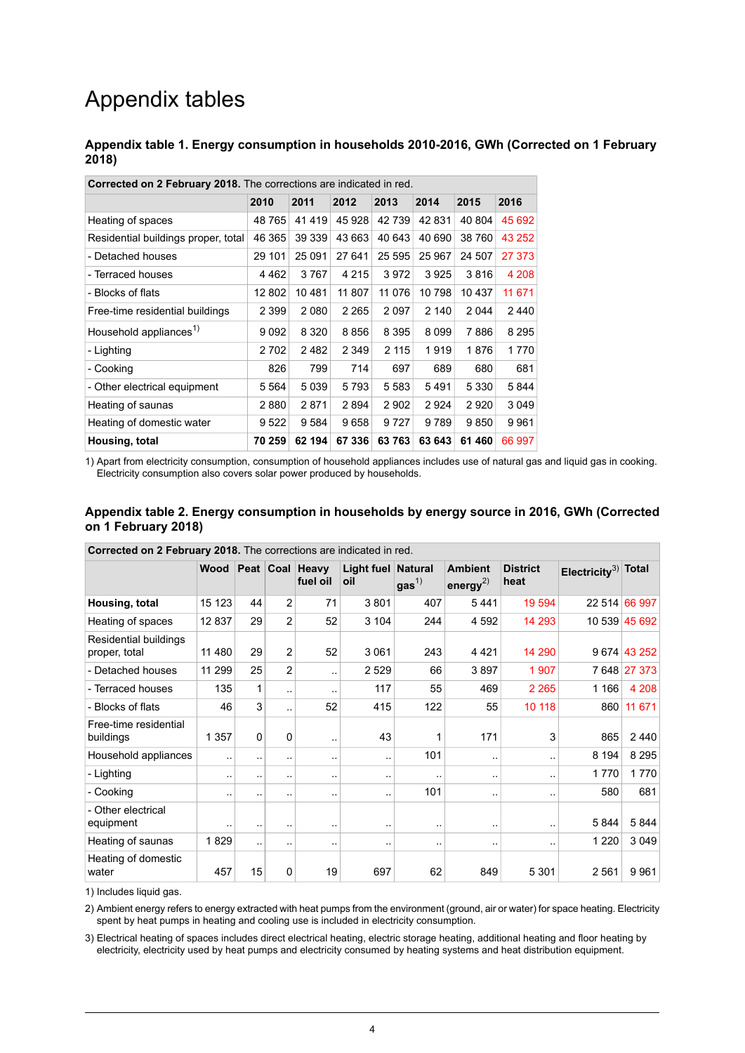# Appendix tables

### Appendix table 1. Energy consumption in households 2010-2016, GWh (Corrected on 1 February 2018)

**Corrected on 2 February 2018.** The corrections are indicated in red.

| | 2010 | 2011 | 2012 | 2013 | 2014 | 2015 | 2016 |
|---|---|---|---|---|---|---|---|
| Heating of spaces | 48 765 | 41 419 | 45 928 | 42 739 | 42 831 | 40 804 | 45 692 |
| Residential buildings proper, total | 46 365 | 39 339 | 43 663 | 40 643 | 40 690 | 38 760 | 43 252 |
| - Detached houses | 29 101 | 25 091 | 27 641 | 25 595 | 25 967 | 24 507 | 27 373 |
| - Terraced houses | 4 462 | 3 767 | 4 215 | 3 972 | 3 925 | 3 816 | 4 208 |
| - Blocks of flats | 12 802 | 10 481 | 11 807 | 11 076 | 10 798 | 10 437 | 11 671 |
| Free-time residential buildings | 2 399 | 2 080 | 2 265 | 2 097 | 2 140 | 2 044 | 2 440 |
| Household appliances[1] | 9 092 | 8 320 | 8 856 | 8 395 | 8 099 | 7 886 | 8 295 |
| - Lighting | 2 702 | 2 482 | 2 349 | 2 115 | 1 919 | 1 876 | 1 770 |
| - Cooking | 826 | 799 | 714 | 697 | 689 | 680 | 681 |
| - Other electrical equipment | 5 564 | 5 039 | 5 793 | 5 583 | 5 491 | 5 330 | 5 844 |
| Heating of saunas | 2 880 | 2 871 | 2 894 | 2 902 | 2 924 | 2 920 | 3 049 |
| Heating of domestic water | 9 522 | 9 584 | 9 658 | 9 727 | 9 789 | 9 850 | 9 961 |
| **Housing, total** | **70 259** | **62 194** | **67 336** | **63 763** | **63 643** | **61 460** | 66 997 |

1) Apart from electricity consumption, consumption of household appliances includes use of natural gas and liquid gas in cooking. Electricity consumption also covers solar power produced by households.

### Appendix table 2. Energy consumption in households by energy source in 2016, GWh (Corrected on 1 February 2018)

**Corrected on 2 February 2018.** The corrections are indicated in red.

| | Wood | Peat | Coal | Heavy fuel oil | Light fuel oil | Natural gas[1] | Ambient energy[2] | District heat | Electricity[3] | Total |
|---|---|---|---|---|---|---|---|---|---|---|
| **Housing, total** | 15 123 | 44 | 2 | 71 | 3 801 | 407 | 5 441 | 19 594 | 22 514 | 66 997 |
| Heating of spaces | 12 837 | 29 | 2 | 52 | 3 104 | 244 | 4 592 | 14 293 | 10 539 | 45 692 |
| Residential buildings proper, total | 11 480 | 29 | 2 | 52 | 3 061 | 243 | 4 421 | 14 290 | 9 674 | 43 252 |
| - Detached houses | 11 299 | 25 | 2 | .. | 2 529 | 66 | 3 897 | 1 907 | 7 648 | 27 373 |
| - Terraced houses | 135 | 1 | .. | .. | 117 | 55 | 469 | 2 265 | 1 166 | 4 208 |
| - Blocks of flats | 46 | 3 | .. | 52 | 415 | 122 | 55 | 10 118 | 860 | 11 671 |
| Free-time residential buildings | 1 357 | 0 | 0 | .. | 43 | 1 | 171 | 3 | 865 | 2 440 |
| Household appliances | .. | .. | .. | .. | .. | 101 | .. | .. | 8 194 | 8 295 |
| - Lighting | .. | .. | .. | .. | .. | .. | .. | .. | 1 770 | 1 770 |
| - Cooking | .. | .. | .. | .. | .. | 101 | .. | .. | 580 | 681 |
| - Other electrical equipment | .. | .. | .. | .. | .. | .. | .. | .. | 5 844 | 5 844 |
| Heating of saunas | 1 829 | .. | .. | .. | .. | .. | .. | .. | 1 220 | 3 049 |
| Heating of domestic water | 457 | 15 | 0 | 19 | 697 | 62 | 849 | 5 301 | 2 561 | 9 961 |

1) Includes liquid gas.

2) Ambient energy refers to energy extracted with heat pumps from the environment (ground, air or water) for space heating. Electricity spent by heat pumps in heating and cooling use is included in electricity consumption.

3) Electrical heating of spaces includes direct electrical heating, electric storage heating, additional heating and floor heating by electricity, electricity used by heat pumps and electricity consumed by heating systems and heat distribution equipment.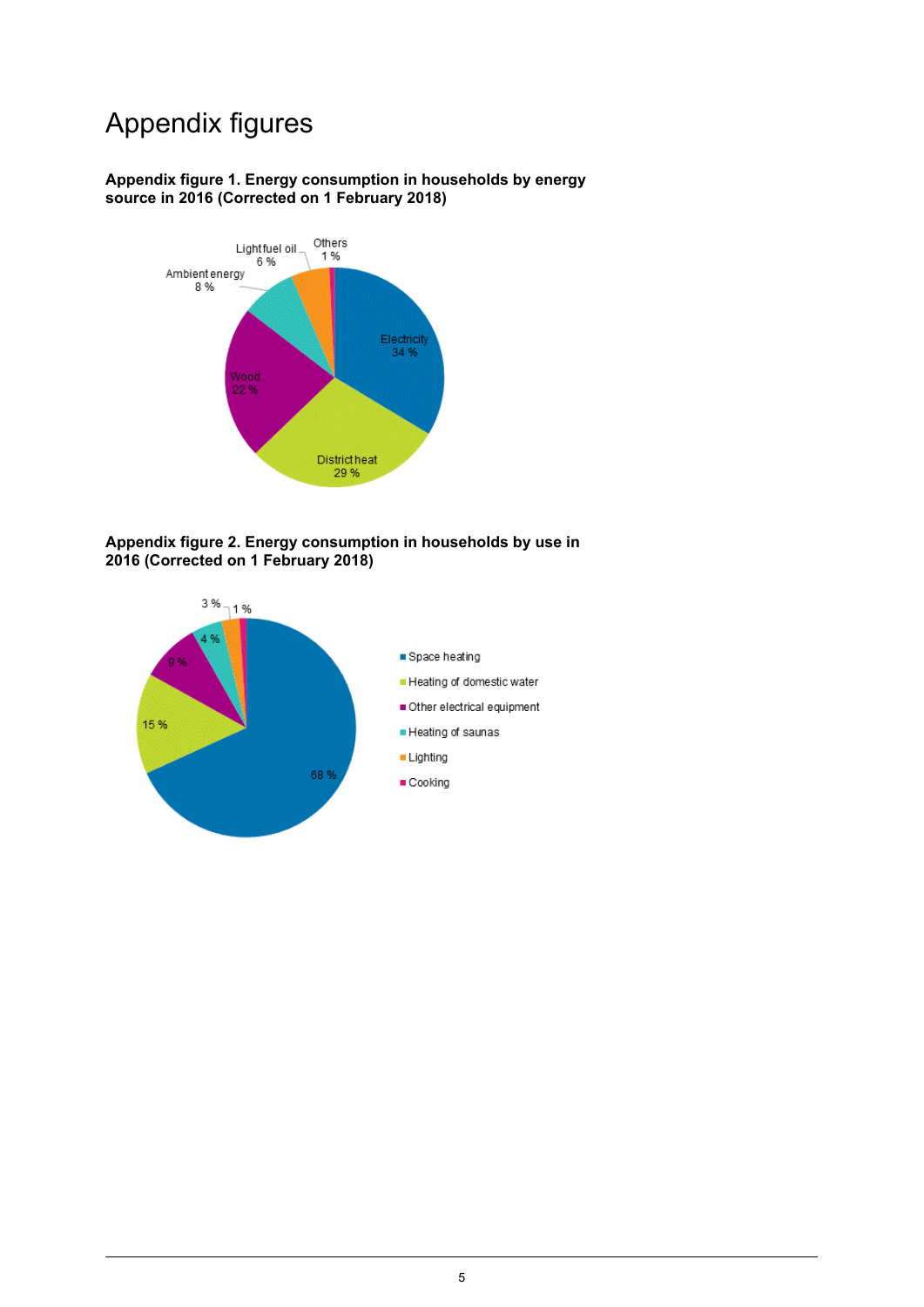# Appendix figures

**Appendix figure 1. Energy consumption in households by energy source in 2016 (Corrected on 1 February 2018)**

| Energy source | Share |
|---|---|
| Electricity | 34 % |
| District heat | 29 % |
| Wood | 22 % |
| Ambient energy | 8 % |
| Light fuel oil | 6 % |
| Others | 1 % |

**Appendix figure 2. Energy consumption in households by use in 2016 (Corrected on 1 February 2018)**

| Use | Share |
|---|---|
| Space heating | 68 % |
| Heating of domestic water | 15 % |
| Other electrical equipment | 9 % |
| Heating of saunas | 4 % |
| Lighting | 3 % |
| Cooking | 1 % |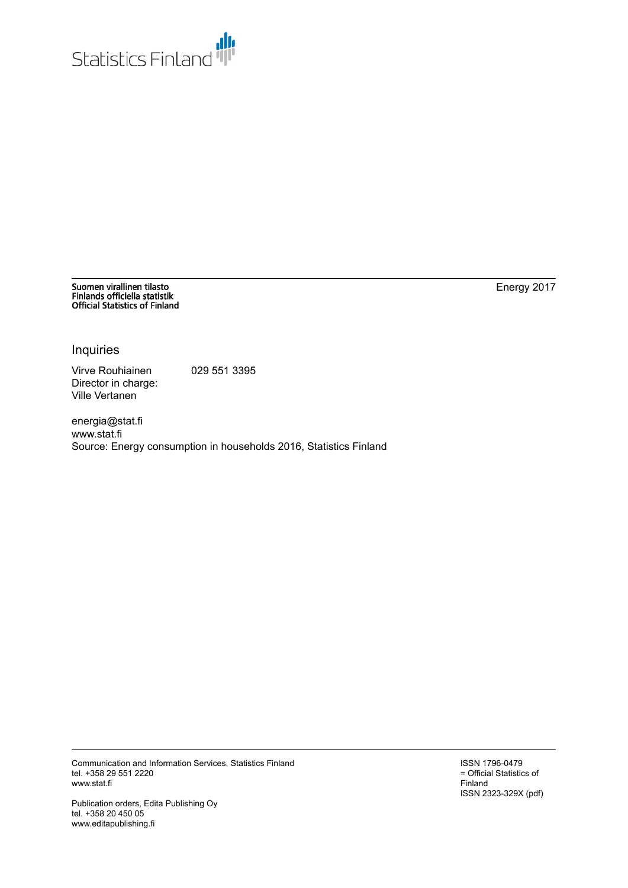Statistics Finland

Suomen virallinen tilasto
Finlands officiella statistik
Official Statistics of Finland

Energy 2017

## Inquiries

Virve Rouhiainen 029 551 3395
Director in charge:
Ville Vertanen

energia@stat.fi
www.stat.fi
Source: Energy consumption in households 2016, Statistics Finland

Communication and Information Services, Statistics Finland
tel. +358 29 551 2220
www.stat.fi

Publication orders, Edita Publishing Oy
tel. +358 20 450 05
www.editapublishing.fi

ISSN 1796-0479
= Official Statistics of Finland
ISSN 2323-329X (pdf)